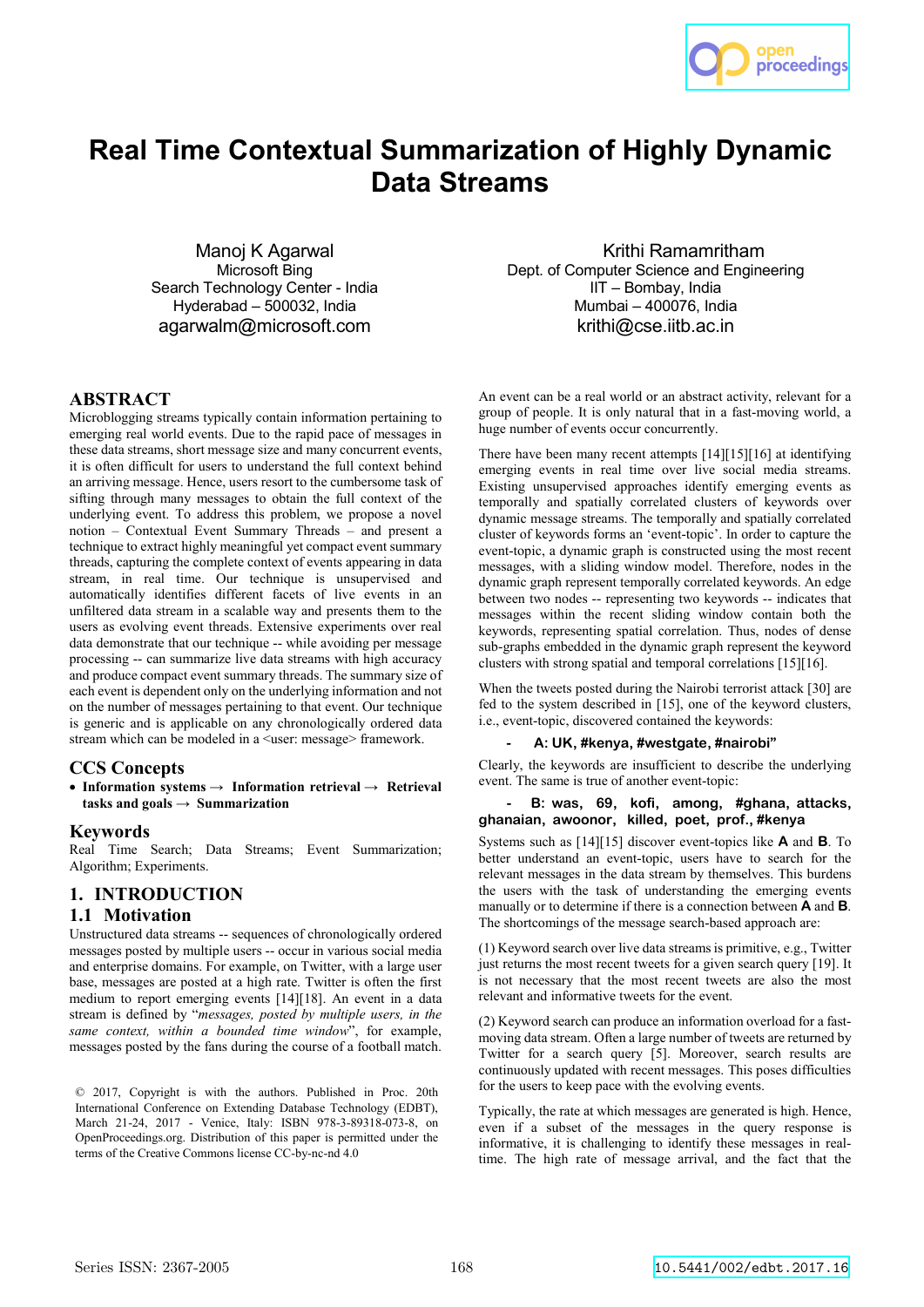# Real Time Contextual Summarization of Highly Dynamic Data Streams

Manoj K Agarwal
Microsoft Bing
Search Technology Center - India
Hyderabad – 500032, India
agarwalm@microsoft.com

Krithi Ramamritham
Dept. of Computer Science and Engineering
IIT – Bombay, India
Mumbai – 400076, India
krithi@cse.iitb.ac.in

## ABSTRACT

Microblogging streams typically contain information pertaining to emerging real world events. Due to the rapid pace of messages in these data streams, short message size and many concurrent events, it is often difficult for users to understand the full context behind an arriving message. Hence, users resort to the cumbersome task of sifting through many messages to obtain the full context of the underlying event. To address this problem, we propose a novel notion – Contextual Event Summary Threads – and present a technique to extract highly meaningful yet compact event summary threads, capturing the complete context of events appearing in data stream, in real time. Our technique is unsupervised and automatically identifies different facets of live events in an unfiltered data stream in a scalable way and presents them to the users as evolving event threads. Extensive experiments over real data demonstrate that our technique -- while avoiding per message processing -- can summarize live data streams with high accuracy and produce compact event summary threads. The summary size of each event is dependent only on the underlying information and not on the number of messages pertaining to that event. Our technique is generic and is applicable on any chronologically ordered data stream which can be modeled in a <user: message> framework.

## CCS Concepts

- **Information systems → Information retrieval → Retrieval tasks and goals → Summarization**

## Keywords

Real Time Search; Data Streams; Event Summarization; Algorithm; Experiments.

## 1. INTRODUCTION

### 1.1 Motivation

Unstructured data streams -- sequences of chronologically ordered messages posted by multiple users -- occur in various social media and enterprise domains. For example, on Twitter, with a large user base, messages are posted at a high rate. Twitter is often the first medium to report emerging events [14][18]. An event in a data stream is defined by "*messages, posted by multiple users, in the same context, within a bounded time window*", for example, messages posted by the fans during the course of a football match.

© 2017, Copyright is with the authors. Published in Proc. 20th International Conference on Extending Database Technology (EDBT), March 21-24, 2017 - Venice, Italy: ISBN 978-3-89318-073-8, on OpenProceedings.org. Distribution of this paper is permitted under the terms of the Creative Commons license CC-by-nc-nd 4.0

An event can be a real world or an abstract activity, relevant for a group of people. It is only natural that in a fast-moving world, a huge number of events occur concurrently.

There have been many recent attempts [14][15][16] at identifying emerging events in real time over live social media streams. Existing unsupervised approaches identify emerging events as temporally and spatially correlated clusters of keywords over dynamic message streams. The temporally and spatially correlated cluster of keywords forms an 'event-topic'. In order to capture the event-topic, a dynamic graph is constructed using the most recent messages, with a sliding window model. Therefore, nodes in the dynamic graph represent temporally correlated keywords. An edge between two nodes -- representing two keywords -- indicates that messages within the recent sliding window contain both the keywords, representing spatial correlation. Thus, nodes of dense sub-graphs embedded in the dynamic graph represent the keyword clusters with strong spatial and temporal correlations [15][16].

When the tweets posted during the Nairobi terrorist attack [30] are fed to the system described in [15], one of the keyword clusters, i.e., event-topic, discovered contained the keywords:

- **A: UK, #kenya, #westgate, #nairobi"**

Clearly, the keywords are insufficient to describe the underlying event. The same is true of another event-topic:

- **B: was, 69, kofi, among, #ghana, attacks, ghanaian, awoonor, killed, poet, prof., #kenya**

Systems such as [14][15] discover event-topics like **A** and **B**. To better understand an event-topic, users have to search for the relevant messages in the data stream by themselves. This burdens the users with the task of understanding the emerging events manually or to determine if there is a connection between **A** and **B**. The shortcomings of the message search-based approach are:

(1) Keyword search over live data streams is primitive, e.g., Twitter just returns the most recent tweets for a given search query [19]. It is not necessary that the most recent tweets are also the most relevant and informative tweets for the event.

(2) Keyword search can produce an information overload for a fast-moving data stream. Often a large number of tweets are returned by Twitter for a search query [5]. Moreover, search results are continuously updated with recent messages. This poses difficulties for the users to keep pace with the evolving events.

Typically, the rate at which messages are generated is high. Hence, even if a subset of the messages in the query response is informative, it is challenging to identify these messages in real-time. The high rate of message arrival, and the fact that the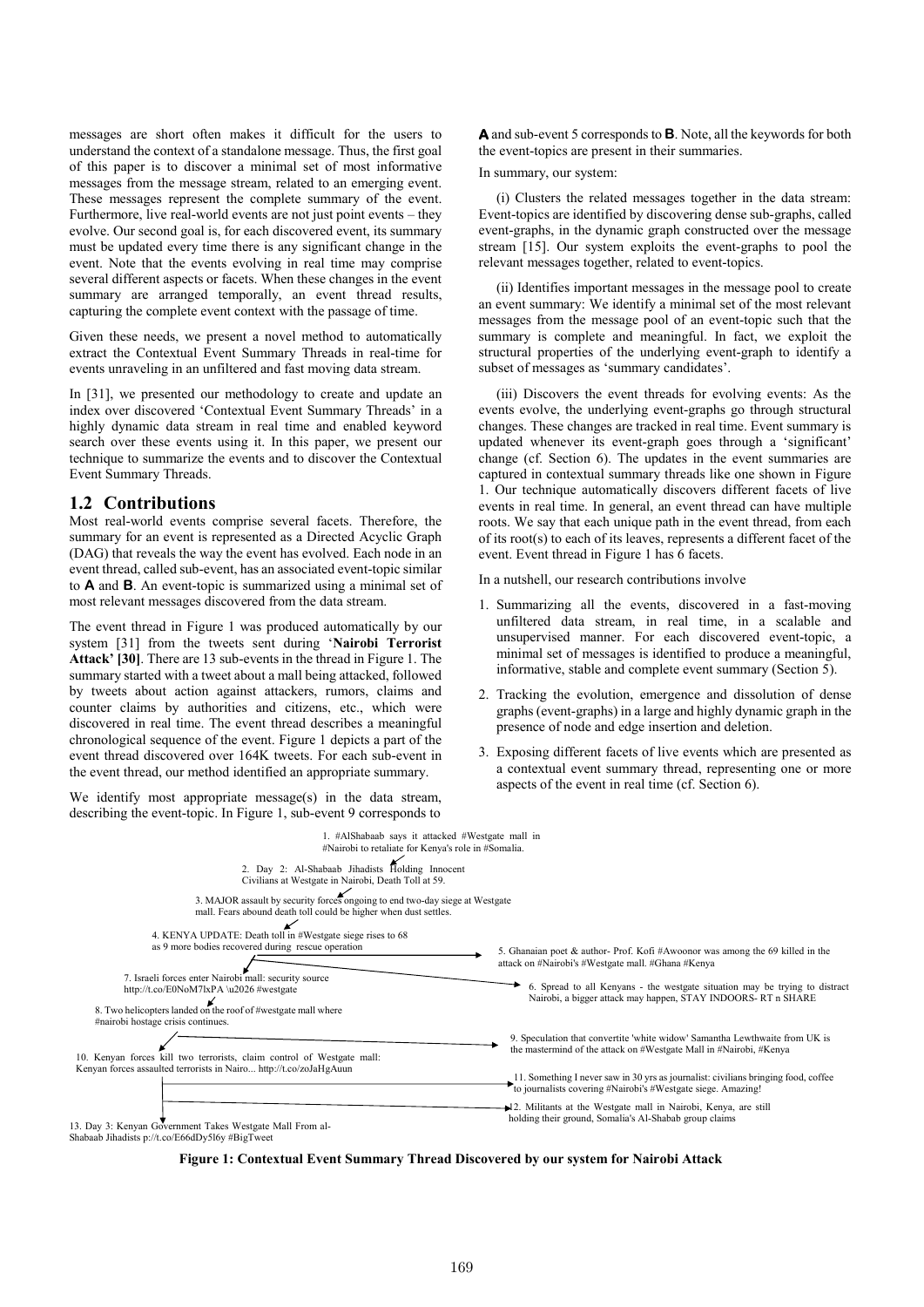messages are short often makes it difficult for the users to understand the context of a standalone message. Thus, the first goal of this paper is to discover a minimal set of most informative messages from the message stream, related to an emerging event. These messages represent the complete summary of the event. Furthermore, live real-world events are not just point events – they evolve. Our second goal is, for each discovered event, its summary must be updated every time there is any significant change in the event. Note that the events evolving in real time may comprise several different aspects or facets. When these changes in the event summary are arranged temporally, an event thread results, capturing the complete event context with the passage of time.

Given these needs, we present a novel method to automatically extract the Contextual Event Summary Threads in real-time for events unraveling in an unfiltered and fast moving data stream.

In [31], we presented our methodology to create and update an index over discovered 'Contextual Event Summary Threads' in a highly dynamic data stream in real time and enabled keyword search over these events using it. In this paper, we present our technique to summarize the events and to discover the Contextual Event Summary Threads.

## 1.2 Contributions

Most real-world events comprise several facets. Therefore, the summary for an event is represented as a Directed Acyclic Graph (DAG) that reveals the way the event has evolved. Each node in an event thread, called sub-event, has an associated event-topic similar to **A** and **B**. An event-topic is summarized using a minimal set of most relevant messages discovered from the data stream.

The event thread in Figure 1 was produced automatically by our system [31] from the tweets sent during '**Nairobi Terrorist Attack' [30]**. There are 13 sub-events in the thread in Figure 1. The summary started with a tweet about a mall being attacked, followed by tweets about action against attackers, rumors, claims and counter claims by authorities and citizens, etc., which were discovered in real time. The event thread describes a meaningful chronological sequence of the event. Figure 1 depicts a part of the event thread discovered over 164K tweets. For each sub-event in the event thread, our method identified an appropriate summary.

We identify most appropriate message(s) in the data stream, describing the event-topic. In Figure 1, sub-event 9 corresponds to **A** and sub-event 5 corresponds to **B**. Note, all the keywords for both the event-topics are present in their summaries.

In summary, our system:

(i) Clusters the related messages together in the data stream: Event-topics are identified by discovering dense sub-graphs, called event-graphs, in the dynamic graph constructed over the message stream [15]. Our system exploits the event-graphs to pool the relevant messages together, related to event-topics.

(ii) Identifies important messages in the message pool to create an event summary: We identify a minimal set of the most relevant messages from the message pool of an event-topic such that the summary is complete and meaningful. In fact, we exploit the structural properties of the underlying event-graph to identify a subset of messages as 'summary candidates'.

(iii) Discovers the event threads for evolving events: As the events evolve, the underlying event-graphs go through structural changes. These changes are tracked in real time. Event summary is updated whenever its event-graph goes through a 'significant' change (cf. Section 6). The updates in the event summaries are captured in contextual summary threads like one shown in Figure 1. Our technique automatically discovers different facets of live events in real time. In general, an event thread can have multiple roots. We say that each unique path in the event thread, from each of its root(s) to each of its leaves, represents a different facet of the event. Event thread in Figure 1 has 6 facets.

In a nutshell, our research contributions involve

1. Summarizing all the events, discovered in a fast-moving unfiltered data stream, in real time, in a scalable and unsupervised manner. For each discovered event-topic, a minimal set of messages is identified to produce a meaningful, informative, stable and complete event summary (Section 5).
2. Tracking the evolution, emergence and dissolution of dense graphs (event-graphs) in a large and highly dynamic graph in the presence of node and edge insertion and deletion.
3. Exposing different facets of live events which are presented as a contextual event summary thread, representing one or more aspects of the event in real time (cf. Section 6).

1. #AlShabaab says it attacked #Westgate mall in #Nairobi to retaliate for Kenya's role in #Somalia.
2. Day 2: Al-Shabaab Jihadists Holding Innocent Civilians at Westgate in Nairobi, Death Toll at 59.
3. MAJOR assault by security forces ongoing to end two-day siege at Westgate mall. Fears abound death toll could be higher when dust settles.
4. KENYA UPDATE: Death toll in #Westgate siege rises to 68 as 9 more bodies recovered during rescue operation
5. Ghanaian poet & author- Prof. Kofi #Awoonor was among the 69 killed in the attack on #Nairobi's #Westgate mall. #Ghana #Kenya
6. Spread to all Kenyans - the westgate situation may be trying to distract Nairobi, a bigger attack may happen, STAY INDOORS- RT n SHARE
7. Israeli forces enter Nairobi mall: security source http://t.co/E0NoM7lxPA \u2026 #westgate
8. Two helicopters landed on the roof of #westgate mall where #nairobi hostage crisis continues.
9. Speculation that convertite 'white widow' Samantha Lewthwaite from UK is the mastermind of the attack on #Westgate Mall in #Nairobi, #Kenya
10. Kenyan forces kill two terrorists, claim control of Westgate mall: Kenyan forces assaulted terrorists in Nairo... http://t.co/zoJaHgAuun
11. Something I never saw in 30 yrs as journalist: civilians bringing food, coffee to journalists covering #Nairobi's #Westgate siege. Amazing!
12. Militants at the Westgate mall in Nairobi, Kenya, are still holding their ground, Somalia's Al-Shabab group claims
13. Day 3: Kenyan Government Takes Westgate Mall From al-Shabaab Jihadists p://t.co/E66dDy5l6y #BigTweet

**Figure 1: Contextual Event Summary Thread Discovered by our system for Nairobi Attack**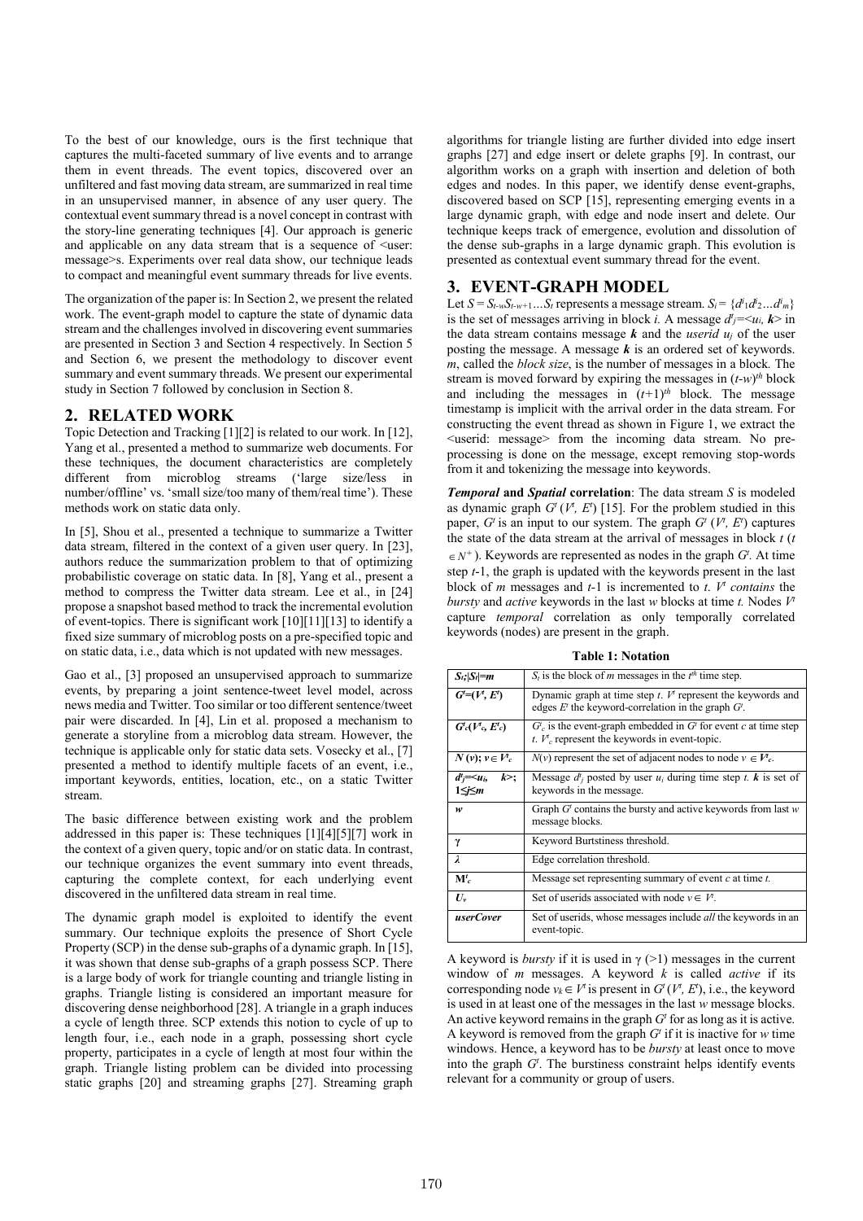To the best of our knowledge, ours is the first technique that captures the multi-faceted summary of live events and to arrange them in event threads. The event topics, discovered over an unfiltered and fast moving data stream, are summarized in real time in an unsupervised manner, in absence of any user query. The contextual event summary thread is a novel concept in contrast with the story-line generating techniques [4]. Our approach is generic and applicable on any data stream that is a sequence of <user: message>s. Experiments over real data show, our technique leads to compact and meaningful event summary threads for live events.

The organization of the paper is: In Section 2, we present the related work. The event-graph model to capture the state of dynamic data stream and the challenges involved in discovering event summaries are presented in Section 3 and Section 4 respectively. In Section 5 and Section 6, we present the methodology to discover event summary and event summary threads. We present our experimental study in Section 7 followed by conclusion in Section 8.

## 2. RELATED WORK

Topic Detection and Tracking [1][2] is related to our work. In [12], Yang et al., presented a method to summarize web documents. For these techniques, the document characteristics are completely different from microblog streams ('large size/less in number/offline' vs. 'small size/too many of them/real time'). These methods work on static data only.

In [5], Shou et al., presented a technique to summarize a Twitter data stream, filtered in the context of a given user query. In [23], authors reduce the summarization problem to that of optimizing probabilistic coverage on static data. In [8], Yang et al., present a method to compress the Twitter data stream. Lee et al., in [24] propose a snapshot based method to track the incremental evolution of event-topics. There is significant work [10][11][13] to identify a fixed size summary of microblog posts on a pre-specified topic and on static data, i.e., data which is not updated with new messages.

Gao et al., [3] proposed an unsupervised approach to summarize events, by preparing a joint sentence-tweet level model, across news media and Twitter. Too similar or too different sentence/tweet pair were discarded. In [4], Lin et al. proposed a mechanism to generate a storyline from a microblog data stream. However, the technique is applicable only for static data sets. Vosecky et al., [7] presented a method to identify multiple facets of an event, i.e., important keywords, entities, location, etc., on a static Twitter stream.

The basic difference between existing work and the problem addressed in this paper is: These techniques [1][4][5][7] work in the context of a given query, topic and/or on static data. In contrast, our technique organizes the event summary into event threads, capturing the complete context, for each underlying event discovered in the unfiltered data stream in real time.

The dynamic graph model is exploited to identify the event summary. Our technique exploits the presence of Short Cycle Property (SCP) in the dense sub-graphs of a dynamic graph. In [15], it was shown that dense sub-graphs of a graph possess SCP. There is a large body of work for triangle counting and triangle listing in graphs. Triangle listing is considered an important measure for discovering dense neighborhood [28]. A triangle in a graph induces a cycle of length three. SCP extends this notion to cycle of up to length four, i.e., each node in a graph, possessing short cycle property, participates in a cycle of length at most four within the graph. Triangle listing problem can be divided into processing static graphs [20] and streaming graphs [27]. Streaming graph algorithms for triangle listing are further divided into edge insert graphs [27] and edge insert or delete graphs [9]. In contrast, our algorithm works on a graph with insertion and deletion of both edges and nodes. In this paper, we identify dense event-graphs, discovered based on SCP [15], representing emerging events in a large dynamic graph, with edge and node insert and delete. Our technique keeps track of emergence, evolution and dissolution of the dense sub-graphs in a large dynamic graph. This evolution is presented as contextual event summary thread for the event.

## 3. EVENT-GRAPH MODEL

Let $S = S_{t-w}S_{t-w+1}\ldots S_t$ represents a message stream. $S_i = \{d^i{}_1 d^i{}_2 \ldots d^i{}_m\}$ is the set of messages arriving in block *i*. A message $d^i{}_j$=<$u_i$, $\boldsymbol{k}$> in the data stream contains message $\boldsymbol{k}$ and the *userid* $u_j$ of the user posting the message. A message $\boldsymbol{k}$ is an ordered set of keywords. *m*, called the *block size*, is the number of messages in a block. The stream is moved forward by expiring the messages in $(t\text{-}w)^{th}$ block and including the messages in $(t+1)^{th}$ block. The message timestamp is implicit with the arrival order in the data stream. For constructing the event thread as shown in Figure 1, we extract the <userid: message> from the incoming data stream. No pre-processing is done on the message, except removing stop-words from it and tokenizing the message into keywords.

***Temporal* and *Spatial* correlation**: The data stream *S* is modeled as dynamic graph $G^t$ ($V^t$, $E^t$) [15]. For the problem studied in this paper, $G^t$ is an input to our system. The graph $G^t$ ($V^t$, $E^t$) captures the state of the data stream at the arrival of messages in block *t* ($t \in N^+$). Keywords are represented as nodes in the graph $G^t$. At time step *t*-1, the graph is updated with the keywords present in the last block of *m* messages and *t*-1 is incremented to *t*. $V^t$ *contains* the *bursty* and *active* keywords in the last *w* blocks at time *t.* Nodes $V^t$ capture *temporal* correlation as only temporally correlated keywords (nodes) are present in the graph.

**Table 1: Notation**

| | |
|---|---|
| $S_t$; $\|S_t\|=m$ | $S_t$ is the block of *m* messages in the $t^{th}$ time step. |
| $G^t$=($V^t$, $E^t$) | Dynamic graph at time step *t*. $V^t$ represent the keywords and edges $E^t$ the keyword-correlation in the graph $G^t$. |
| $G^t{}_c$($V^t{}_c$, $E^t{}_c$) | $G^t{}_c$ is the event-graph embedded in $G^t$ for event *c* at time step *t*. $V^t{}_c$ represent the keywords in event-topic. |
| $N(v)$; $v \in V^t{}_c$ | $N(v)$ represent the set of adjacent nodes to node $v \in V^t{}_c$. |
| $d^t{}_j$=<$u_i$, $\boldsymbol{k}$>; $1 \le j \le m$ | Message $d^t{}_j$ posted by user $u_i$ during time step *t*. $\boldsymbol{k}$ is set of keywords in the message. |
| *w* | Graph $G^t$ contains the bursty and active keywords from last *w* message blocks. |
| $\gamma$ | Keyword Burtstiness threshold. |
| $\lambda$ | Edge correlation threshold. |
| $M^t{}_c$ | Message set representing summary of event *c* at time *t*. |
| $U_v$ | Set of userids associated with node $v \in V^t$. |
| *userCover* | Set of userids, whose messages include *all* the keywords in an event-topic. |

A keyword is *bursty* if it is used in $\gamma$ (>1) messages in the current window of *m* messages. A keyword *k* is called *active* if its corresponding node $v_k \in V^t$ is present in $G^t$ ($V^t$, $E^t$), i.e., the keyword is used in at least one of the messages in the last *w* message blocks. An active keyword remains in the graph $G^t$ for as long as it is active. A keyword is removed from the graph $G^t$ if it is inactive for *w* time windows. Hence, a keyword has to be *bursty* at least once to move into the graph $G^t$. The burstiness constraint helps identify events relevant for a community or group of users.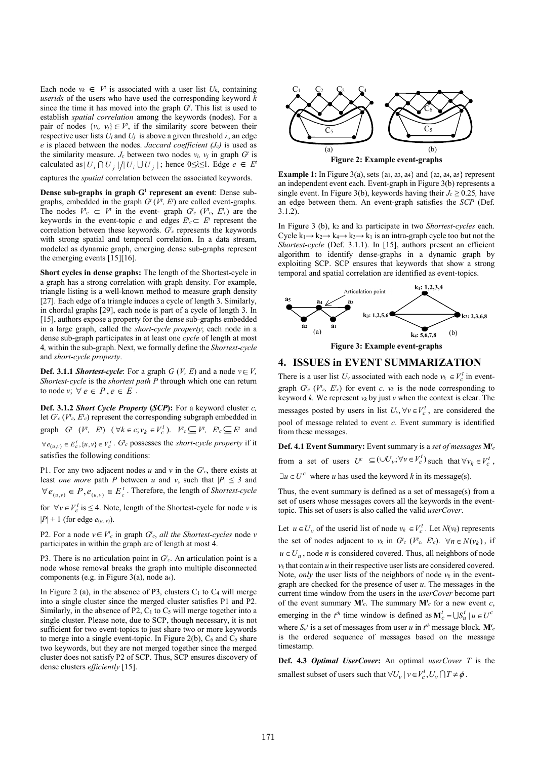Each node $v_k \in V^t$ is associated with a user list $U_k$, containing *userids* of the users who have used the corresponding keyword *k* since the time it has moved into the graph $G^t$. This list is used to establish *spatial correlation* among the keywords (nodes). For a pair of nodes $\{v_i, v_j\} \in V^t$, if the similarity score between their respective user lists $U_i$ and $U_j$ is above a given threshold $\lambda$, an edge *e* is placed between the nodes. *Jaccard coefficient* $(J_c)$ is used as the similarity measure. $J_c$ between two nodes $v_i$, $v_j$ in graph $G^t$ is calculated as $|U_i \cap U_j| / |U_i \cup U_j|$; hence $0 \leq \lambda \leq 1$. Edge $e \in E^t$ captures the *spatial* correlation between the associated keywords.

**Dense sub-graphs in graph $G^t$ represent an event**: Dense sub-graphs, embedded in the graph $G^t$ $(V^t, E^t)$ are called event-graphs. The nodes $V^t_c \subset V^t$ in the event- graph $G^t_c$ $(V^t_c, E^t_c)$ are the keywords in the event-topic *c* and edges $E^t_c \subset E^t$ represent the correlation between these keywords. $G^t_c$ represents the keywords with strong spatial and temporal correlation. In a data stream, modeled as dynamic graph, emerging dense sub-graphs represent the emerging events [15][16].

**Short cycles in dense graphs:** The length of the Shortest-cycle in a graph has a strong correlation with graph density. For example, triangle listing is a well-known method to measure graph density [27]. Each edge of a triangle induces a cycle of length 3. Similarly, in chordal graphs [29], each node is part of a cycle of length 3. In [15], authors expose a property for the dense sub-graphs embedded in a large graph, called the *short-cycle property*; each node in a dense sub-graph participates in at least one *cycle* of length at most 4, within the sub-graph. Next, we formally define the *Shortest-cycle* and *short-cycle property*.

**Def. 3.1.1** ***Shortest-cycle***: For a graph *G* (*V, E*) and a node $v \in V$, *Shortest-cycle* is the *shortest path P* through which one can return to node *v*; $\forall\, e \in P, e \in E$.

**Def. 3.1.2** ***Short Cycle Property* (*SCP*)**: For a keyword cluster *c*, let $G^t_c$ $(V^t_c, E^t_c)$ represent the corresponding subgraph embedded in graph $G^t$ $(V^t, E^t)$ $(\forall k \in c; v_k \in V^t_c)$. $V^t_c \subseteq V^t$, $E^t_c \subseteq E^t$ and $\forall e_{(u,v)} \in E^t_c, \{u, v\} \in V^t_c$. $G^t_c$ possesses the *short-cycle property* if it satisfies the following conditions:

P1. For any two adjacent nodes *u* and *v* in the $G^t_c$, there exists at least *one more* path *P* between *u* and *v*, such that $|P| \leq 3$ and $\forall e_{(u,v)} \in P, e_{(u,v)} \in E^t_c$. Therefore, the length of *Shortest-cycle* for $\forall v \in V^t_c$ is $\leq 4$. Note, length of the Shortest-cycle for node *v* is $|P| + 1$ (for edge $e_{(u,\, v)}$).

P2. For a node $v \in V^t_c$ in graph $G^t_c$, *all the Shortest-cycles* node *v* participates in within the graph are of length at most 4.

P3. There is no articulation point in $G^t_c$. An articulation point is a node whose removal breaks the graph into multiple disconnected components (e.g. in Figure 3(a), node $a_4$).

In Figure 2 (a), in the absence of P3, clusters $C_1$ to $C_4$ will merge into a single cluster since the merged cluster satisfies P1 and P2. Similarly, in the absence of P2, $C_1$ to $C_5$ will merge together into a single cluster. Please note, due to SCP, though necessary, it is not sufficient for two event-topics to just share two or more keywords to merge into a single event-topic. In Figure 2(b), $C_6$ and $C_5$ share two keywords, but they are not merged together since the merged cluster does not satisfy P2 of SCP. Thus, SCP ensures discovery of dense clusters *efficiently* [15].

**Figure 2: Example event-graphs**

**Example 1:** In Figure 3(a), sets $\{a_1, a_3, a_4\}$ and $\{a_2, a_4, a_5\}$ represent an independent event each. Event-graph in Figure 3(b) represents a single event. In Figure 3(b), keywords having their $J_c \geq 0.25$, have an edge between them. An event-graph satisfies the *SCP* (Def. 3.1.2).

In Figure 3 (b), $k_2$ and $k_3$ participate in two *Shortest-cycles* each. Cycle $k_1 \rightarrow k_2 \rightarrow k_4 \rightarrow k_3 \rightarrow k_1$ is an intra-graph cycle too but not the *Shortest-cycle* (Def. 3.1.1). In [15], authors present an efficient algorithm to identify dense-graphs in a dynamic graph by exploiting SCP. SCP ensures that keywords that show a strong temporal and spatial correlation are identified as event-topics.

**Figure 3: Example event-graphs**

## 4. ISSUES in EVENT SUMMARIZATION

There is a user list $U_v$ associated with each node $v_k \in V^t_c$ in event-graph $G^t_c$ $(V^t_c, E^t_c)$ for event *c*. $v_k$ is the node corresponding to keyword *k*. We represent $v_k$ by just *v* when the context is clear. The messages posted by users in list $U_v, \forall v \in V^t_c$, are considered the pool of message related to event *c*. Event summary is identified from these messages.

**Def. 4.1 Event Summary:** Event summary is a *set of messages* $\mathbf{M}^t_c$ from a set of users $U^c \subseteq (\cup U_v; \forall v \in V^t_c)$ such that $\forall v_k \in V^t_c$, $\exists u \in U^c$ where *u* has used the keyword *k* in its message(s).

Thus, the event summary is defined as a set of message(s) from a set of users whose messages covers all the keywords in the event-topic. This set of users is also called the valid *userCover*.

Let $u \in U_v$ of the userid list of node $v_k \in V^t_c$. Let $N(v_k)$ represents the set of nodes adjacent to $v_k$ in $G^t_c$ $(V^t_c, E^t_c)$. $\forall n \in N(v_k)$, if $u \in U_n$, node *n* is considered covered. Thus, all neighbors of node $v_k$ that contain *u* in their respective user lists are considered covered. Note, *only* the user lists of the neighbors of node $v_k$ in the event-graph are checked for the presence of user *u*. The messages in the current time window from the users in the *userCover* become part of the event summary $\mathbf{M}^t_c$. The summary $\mathbf{M}^t_c$ for a new event *c*, emerging in the $t^{th}$ time window is defined as $\mathbf{M}^t_c = \bigcup S^t_u \mid u \in U^c$ where $S_u^t$ is a set of messages from user *u* in $t^{th}$ message block. $\mathbf{M}^t_c$ is the ordered sequence of messages based on the message timestamp.

**Def. 4.3** ***Optimal UserCover***: An optimal *userCover T* is the smallest subset of users such that $\forall U_v \mid v \in V^t_c, U_v \cap T \neq \phi$.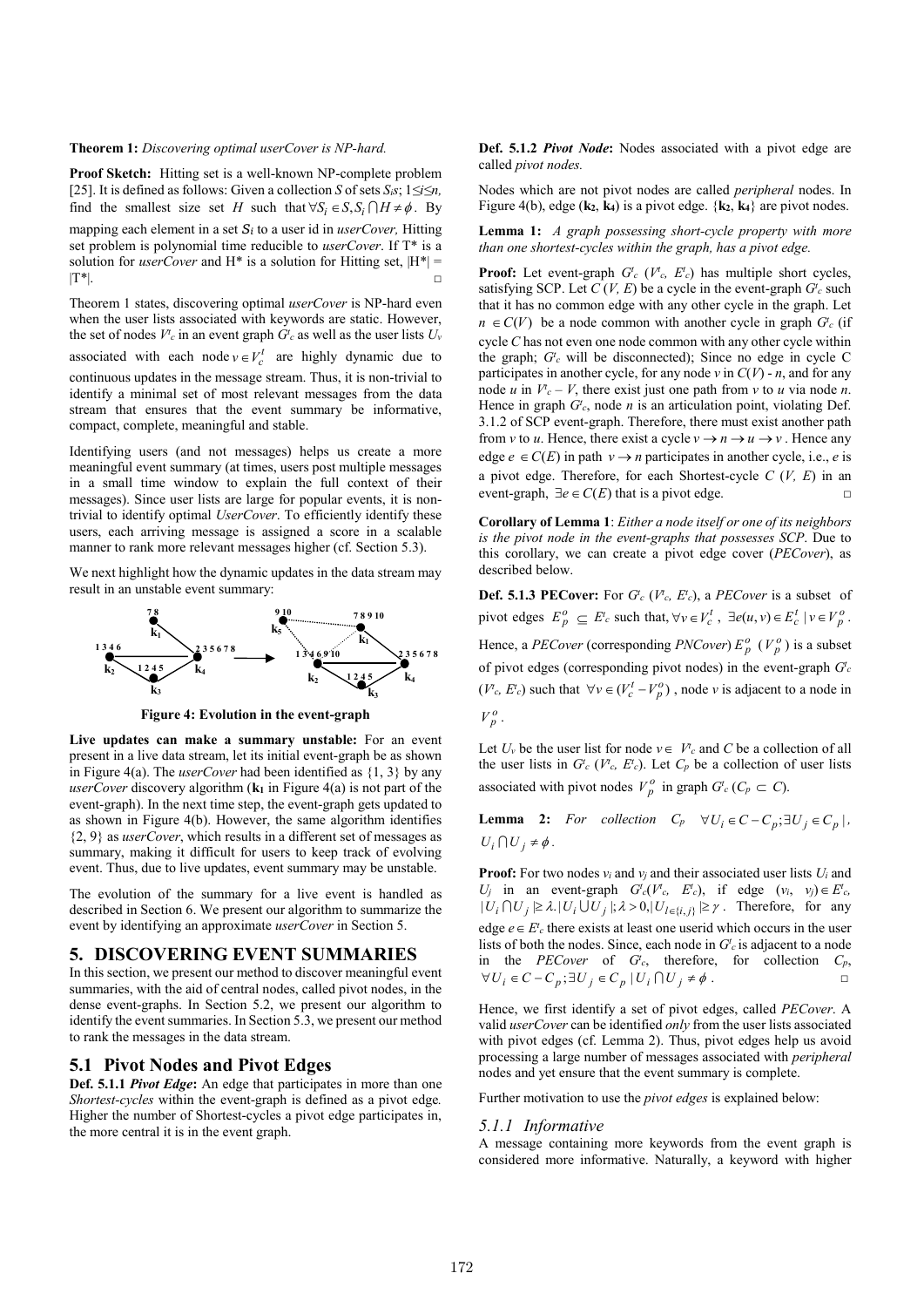**Theorem 1:** *Discovering optimal userCover is NP-hard.*

**Proof Sketch:** Hitting set is a well-known NP-complete problem [25]. It is defined as follows: Given a collection *S* of sets $S_i$s; $1 \leq i \leq n$, find the smallest size set *H* such that $\forall S_i \in S, S_i \bigcap H \neq \phi$. By mapping each element in a set $S_i$ to a user id in *userCover,* Hitting set problem is polynomial time reducible to *userCover*. If T* is a solution for *userCover* and H* is a solution for Hitting set, |H*| = |T*|. □

Theorem 1 states, discovering optimal *userCover* is NP-hard even when the user lists associated with keywords are static. However, the set of nodes $V^t_c$ in an event graph $G^t_c$ as well as the user lists $U_v$ associated with each node $v \in V^t_c$ are highly dynamic due to continuous updates in the message stream. Thus, it is non-trivial to identify a minimal set of most relevant messages from the data stream that ensures that the event summary be informative, compact, complete, meaningful and stable.

Identifying users (and not messages) helps us create a more meaningful event summary (at times, users post multiple messages in a small time window to explain the full context of their messages). Since user lists are large for popular events, it is non-trivial to identify optimal *UserCover*. To efficiently identify these users, each arriving message is assigned a score in a scalable manner to rank more relevant messages higher (cf. Section 5.3).

We next highlight how the dynamic updates in the data stream may result in an unstable event summary:

**Figure 4: Evolution in the event-graph**

**Live updates can make a summary unstable:** For an event present in a live data stream, let its initial event-graph be as shown in Figure 4(a). The *userCover* had been identified as {1, 3} by any *userCover* discovery algorithm ($\mathbf{k_1}$ in Figure 4(a) is not part of the event-graph). In the next time step, the event-graph gets updated to as shown in Figure 4(b). However, the same algorithm identifies {2, 9} as *userCover*, which results in a different set of messages as summary, making it difficult for users to keep track of evolving event. Thus, due to live updates, event summary may be unstable.

The evolution of the summary for a live event is handled as described in Section 6. We present our algorithm to summarize the event by identifying an approximate *userCover* in Section 5.

# 5. DISCOVERING EVENT SUMMARIES

In this section, we present our method to discover meaningful event summaries, with the aid of central nodes, called pivot nodes, in the dense event-graphs. In Section 5.2, we present our algorithm to identify the event summaries. In Section 5.3, we present our method to rank the messages in the data stream.

## 5.1 Pivot Nodes and Pivot Edges

**Def. 5.1.1** ***Pivot Edge*:** An edge that participates in more than one *Shortest-cycles* within the event-graph is defined as a pivot edge*.* Higher the number of Shortest-cycles a pivot edge participates in, the more central it is in the event graph.

**Def. 5.1.2** ***Pivot Node*:** Nodes associated with a pivot edge are called *pivot nodes.*

Nodes which are not pivot nodes are called *peripheral* nodes. In Figure 4(b), edge ($\mathbf{k_2}$, $\mathbf{k_4}$) is a pivot edge. {$\mathbf{k_2}$, $\mathbf{k_4}$} are pivot nodes.

**Lemma 1:** *A graph possessing short-cycle property with more than one shortest-cycles within the graph, has a pivot edge.*

**Proof:** Let event-graph $G^t_c$ ($V^t_c$, $E^t_c$) has multiple short cycles, satisfying SCP. Let *C* (*V, E*) be a cycle in the event-graph $G^t_c$ such that it has no common edge with any other cycle in the graph. Let $n \in C(V)$ be a node common with another cycle in graph $G^t_c$ (if cycle *C* has not even one node common with any other cycle within the graph; $G^t_c$ will be disconnected); Since no edge in cycle C participates in another cycle, for any node *v* in *C*(*V*) - *n*, and for any node *u* in $V^t_c$ – *V*, there exist just one path from *v* to *u* via node *n*. Hence in graph $G^t_c$, node *n* is an articulation point, violating Def. 3.1.2 of SCP event-graph. Therefore, there must exist another path from *v* to *u*. Hence, there exist a cycle $v \rightarrow n \rightarrow u \rightarrow v$. Hence any edge $e \in C(E)$ in path $v \rightarrow n$ participates in another cycle, i.e., *e* is a pivot edge. Therefore, for each Shortest-cycle *C* (*V, E*) in an event-graph, $\exists e \in C(E)$ that is a pivot edge. □

**Corollary of Lemma 1**: *Either a node itself or one of its neighbors is the pivot node in the event-graphs that possesses SCP*. Due to this corollary, we can create a pivot edge cover (*PECover*), as described below.

**Def. 5.1.3 PECover:** For $G^t_c$ ($V^t_c$, $E^t_c$), a *PECover* is a subset of pivot edges $E^o_p \subseteq E^t_c$ such that, $\forall v \in V^t_c$, $\exists e(u,v) \in E^t_c \mid v \in V^o_p$. Hence, a *PECover* (corresponding *PNCover*) $E^o_p$ ($V^o_p$) is a subset of pivot edges (corresponding pivot nodes) in the event-graph $G^t_c$ ($V^t_c$, $E^t_c$) such that $\forall v \in (V^t_c - V^o_p)$, node *v* is adjacent to a node in $V^o_p$.

Let $U_v$ be the user list for node $v \in V^t_c$ and *C* be a collection of all the user lists in $G^t_c$ ($V^t_c$, $E^t_c$). Let $C_p$ be a collection of user lists associated with pivot nodes $V^o_p$ in graph $G^t_c$ ($C_p \subset C$).

**Lemma 2:** *For collection* $C_p$ $\forall U_i \in C - C_p; \exists U_j \in C_p \mid$, $U_i \bigcap U_j \neq \phi$.

**Proof:** For two nodes $v_i$ and $v_j$ and their associated user lists $U_i$ and $U_j$ in an event-graph $G^t_c(V^t_c, E^t_c)$, if edge $(v_i, v_j) \in E^t_c$, $|U_i \bigcap U_j| \geq \lambda.|U_i \bigcup U_j|; \lambda > 0, |U_{l \in \{i,j\}}| \geq \gamma$. Therefore, for any edge $e \in E^t_c$ there exists at least one userid which occurs in the user lists of both the nodes. Since, each node in $G^t_c$ is adjacent to a node in the *PECover* of $G^t_c$, therefore, for collection $C_p$, $\forall U_i \in C - C_p; \exists U_j \in C_p \mid U_i \bigcap U_j \neq \phi$. □

Hence, we first identify a set of pivot edges, called *PECover*. A valid *userCover* can be identified *only* from the user lists associated with pivot edges (cf. Lemma 2). Thus, pivot edges help us avoid processing a large number of messages associated with *peripheral* nodes and yet ensure that the event summary is complete.

Further motivation to use the *pivot edges* is explained below:

### *5.1.1 Informative*

A message containing more keywords from the event graph is considered more informative. Naturally, a keyword with higher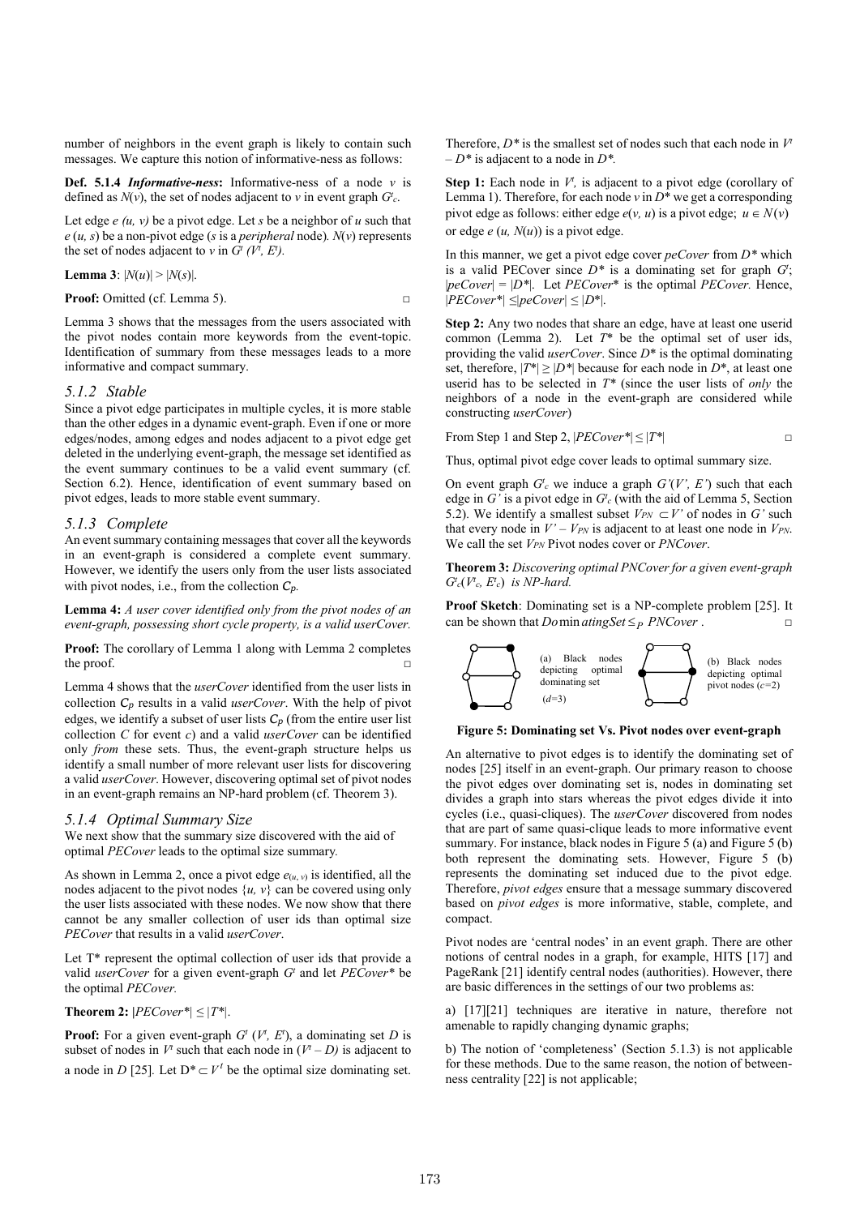number of neighbors in the event graph is likely to contain such messages. We capture this notion of informative-ness as follows:

**Def. 5.1.4** ***Informative-ness*****:** Informative-ness of a node $v$ is defined as $N(v)$, the set of nodes adjacent to $v$ in event graph $G^t_c$.

Let edge $e(u, v)$ be a pivot edge. Let $s$ be a neighbor of $u$ such that $e(u, s)$ be a non-pivot edge ($s$ is a *peripheral* node). $N(v)$ represents the set of nodes adjacent to $v$ in $G^t(V^t, E^t)$.

**Lemma 3**: $|N(u)| > |N(s)|$.

**Proof:** Omitted (cf. Lemma 5). □

Lemma 3 shows that the messages from the users associated with the pivot nodes contain more keywords from the event-topic. Identification of summary from these messages leads to a more informative and compact summary.

### *5.1.2 Stable*

Since a pivot edge participates in multiple cycles, it is more stable than the other edges in a dynamic event-graph. Even if one or more edges/nodes, among edges and nodes adjacent to a pivot edge get deleted in the underlying event-graph, the message set identified as the event summary continues to be a valid event summary (cf. Section 6.2). Hence, identification of event summary based on pivot edges, leads to more stable event summary.

### *5.1.3 Complete*

An event summary containing messages that cover all the keywords in an event-graph is considered a complete event summary. However, we identify the users only from the user lists associated with pivot nodes, i.e., from the collection $C_p$.

**Lemma 4:** *A user cover identified only from the pivot nodes of an event-graph, possessing short cycle property, is a valid userCover.*

**Proof:** The corollary of Lemma 1 along with Lemma 2 completes the proof. □

Lemma 4 shows that the *userCover* identified from the user lists in collection $C_p$ results in a valid *userCover*. With the help of pivot edges, we identify a subset of user lists $C_p$ (from the entire user list collection $C$ for event $c$) and a valid *userCover* can be identified only *from* these sets. Thus, the event-graph structure helps us identify a small number of more relevant user lists for discovering a valid *userCover*. However, discovering optimal set of pivot nodes in an event-graph remains an NP-hard problem (cf. Theorem 3).

### *5.1.4 Optimal Summary Size*

We next show that the summary size discovered with the aid of optimal *PECover* leads to the optimal size summary.

As shown in Lemma 2, once a pivot edge $e_{(u, v)}$ is identified, all the nodes adjacent to the pivot nodes $\{u, v\}$ can be covered using only the user lists associated with these nodes. We now show that there cannot be any smaller collection of user ids than optimal size *PECover* that results in a valid *userCover*.

Let T* represent the optimal collection of user ids that provide a valid *userCover* for a given event-graph $G^t$ and let *PECover** be the optimal *PECover*.

**Theorem 2:** $|PECover^*| \leq |T^*|$.

**Proof:** For a given event-graph $G^t(V^t, E^t)$, a dominating set $D$ is subset of nodes in $V^t$ such that each node in $(V^t - D)$ is adjacent to a node in $D$ [25]. Let $D^* \subset V^t$ be the optimal size dominating set. Therefore, $D^*$ is the smallest set of nodes such that each node in $V^t - D^*$ is adjacent to a node in $D^*$.

**Step 1:** Each node in $V^t$, is adjacent to a pivot edge (corollary of Lemma 1). Therefore, for each node $v$ in $D^*$ we get a corresponding pivot edge as follows: either edge $e(v, u)$ is a pivot edge; $u \in N(v)$ or edge $e(u, N(u))$ is a pivot edge.

In this manner, we get a pivot edge cover *peCover* from $D^*$ which is a valid PECover since $D^*$ is a dominating set for graph $G^t$; $|peCover| = |D^*|$. Let *PECover** is the optimal *PECover*. Hence, $|PECover^*| \leq |peCover| \leq |D^*|$.

**Step 2:** Any two nodes that share an edge, have at least one userid common (Lemma 2). Let $T^*$ be the optimal set of user ids, providing the valid *userCover*. Since $D^*$ is the optimal dominating set, therefore, $|T^*| \geq |D^*|$ because for each node in $D^*$, at least one userid has to be selected in $T^*$ (since the user lists of *only* the neighbors of a node in the event-graph are considered while constructing *userCover*)

From Step 1 and Step 2, $|PECover^*| \leq |T^*|$ □

Thus, optimal pivot edge cover leads to optimal summary size.

On event graph $G^t_c$ we induce a graph $G'(V', E')$ such that each edge in $G'$ is a pivot edge in $G^t_c$ (with the aid of Lemma 5, Section 5.2). We identify a smallest subset $V_{PN} \subset V'$ of nodes in $G'$ such that every node in $V' - V_{PN}$ is adjacent to at least one node in $V_{PN}$. We call the set $V_{PN}$ Pivot nodes cover or *PNCover*.

**Theorem 3:** *Discovering optimal PNCover for a given event-graph* $G^t_c(V^t_c, E^t_c)$ *is NP-hard.*

**Proof Sketch**: Dominating set is a NP-complete problem [25]. It can be shown that $Dominating Set \leq_P PNCover$ . □

(a) Black nodes depicting optimal dominating set ($d$=3)

(b) Black nodes depicting optimal pivot nodes ($c$=2)

**Figure 5: Dominating set Vs. Pivot nodes over event-graph**

An alternative to pivot edges is to identify the dominating set of nodes [25] itself in an event-graph. Our primary reason to choose the pivot edges over dominating set is, nodes in dominating set divides a graph into stars whereas the pivot edges divide it into cycles (i.e., quasi-cliques). The *userCover* discovered from nodes that are part of same quasi-clique leads to more informative event summary. For instance, black nodes in Figure 5 (a) and Figure 5 (b) both represent the dominating sets. However, Figure 5 (b) represents the dominating set induced due to the pivot edge. Therefore, *pivot edges* ensure that a message summary discovered based on *pivot edges* is more informative, stable, complete, and compact.

Pivot nodes are 'central nodes' in an event graph. There are other notions of central nodes in a graph, for example, HITS [17] and PageRank [21] identify central nodes (authorities). However, there are basic differences in the settings of our two problems as:

a) [17][21] techniques are iterative in nature, therefore not amenable to rapidly changing dynamic graphs;

b) The notion of 'completeness' (Section 5.1.3) is not applicable for these methods. Due to the same reason, the notion of betweenness centrality [22] is not applicable;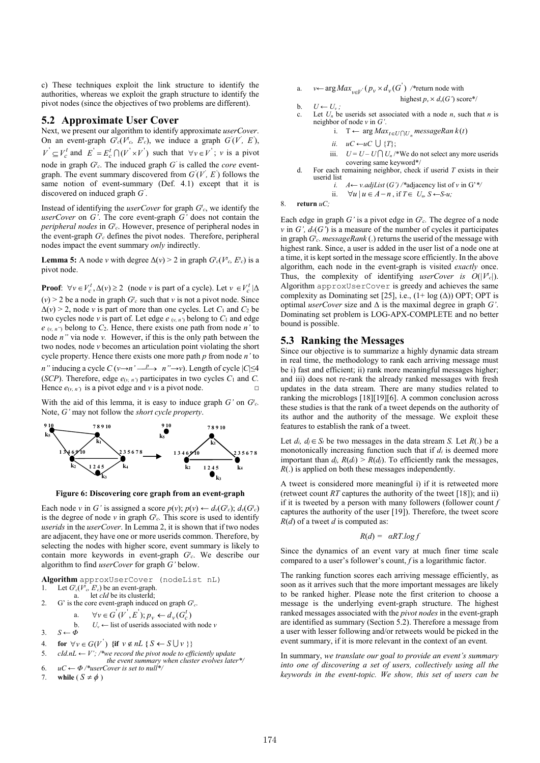c) These techniques exploit the link structure to identify the authorities, whereas we exploit the graph structure to identify the pivot nodes (since the objectives of two problems are different).

## 5.2 Approximate User Cover

Next, we present our algorithm to identify approximate *userCover*. On an event-graph $G^t_c(V^t_c, E^t_c)$, we induce a graph $G^{'}(V^{'}, E^{'})$, $V^{'} \subseteq V^t_c$ and $E^{'} = E^t_c \cap (V^{'} \times V^{'})$ such that $\forall v \in V^{'}$; $v$ is a pivot node in graph $G^t_c$. The induced graph $G^{'}$ is called the *core* event-graph. The event summary discovered from $G^{'}(V^{'}, E^{'})$ follows the same notion of event-summary (Def. 4.1) except that it is discovered on induced graph $G^{'}$.

Instead of identifying the *userCover* for graph $G^t_c$, we identify the *userCover* on $G'$. The core event-graph $G'$ does not contain the *peripheral nodes* in $G^t_c$. However, presence of peripheral nodes in the event-graph $G^t_c$ defines the pivot nodes. Therefore, peripheral nodes impact the event summary *only* indirectly.

**Lemma 5:** A node $v$ with degree $\Delta(v) > 2$ in graph $G^t_c(V^t_c, E^t_c)$ is a pivot node.

**Proof**: $\forall v \in V^t_c, \Delta(v) \geq 2$ (node $v$ is part of a cycle). Let $v \in V^t_c | \Delta(v) > 2$ be a node in graph $G^t_c$ such that $v$ is not a pivot node. Since $\Delta(v) > 2$, node $v$ is part of more than one cycles. Let $C_1$ and $C_2$ be two cycles node $v$ is part of. Let edge $e_{(v, n')}$ belong to $C_1$ and edge $e_{(v, n'')}$ belong to $C_2$. Hence, there exists one path from node $n'$ to node $n''$ via node $v$. However, if this is the only path between the two nodes, node $v$ becomes an articulation point violating the short cycle property. Hence there exists one more path $p$ from node $n'$ to $n''$ inducing a cycle $C$ ($v \rightarrow n' \xrightarrow{p} n'' \rightarrow v$). Length of cycle $|C| \leq 4$ (*SCP*). Therefore, edge $e_{(v, n')}$ participates in two cycles $C_1$ and $C$. Hence $e_{(v, n')}$ is a pivot edge and $v$ is a pivot node. □

With the aid of this lemma, it is easy to induce graph $G'$ on $G^t_c$. Note, $G'$ may not follow the *short cycle property*.

**Figure 6: Discovering core graph from an event-graph**

Each node $v$ in $G'$ is assigned a score $p(v)$; $p(v) \leftarrow d_v(G^t_c)$; $d_v(G^t_c)$ is the degree of node $v$ in graph $G^t_c$. This score is used to identify *userids* in the *userCover*. In Lemma 2, it is shown that if two nodes are adjacent, they have one or more userids common. Therefore, by selecting the nodes with higher score, event summary is likely to contain more keywords in event-graph $G^t_c$. We describe our algorithm to find *userCover* for graph $G'$ below.

**Algorithm** `approxUserCover (nodeList nL)`

1. Let $G^t_c(V^t_c, E^t_c)$ be an event-graph.
   a. let *cId* be its clusterId;
2. G' is the core event-graph induced on graph $G^t_c$.
   a. $\forall v \in G^{'}(V^{'}, E^{'}); p_v \leftarrow d_v(G^t_c)$
   b. $U_v \leftarrow$ list of userids associated with node $v$
3. $S \leftarrow \Phi$
4. **for** $\forall v \in G(V^{'})$ {**if** $v \notin nL$ { $S \leftarrow S \bigcup v$ }}
5. *cId.nL* ← *V'*; /\*we record the pivot node to efficiently update the event summary when cluster evolves later\*/
6. *uC* ← *Φ* /\*userCover is set to null\*/
7. **while** ( $S \neq \phi$ )
   a. $v \leftarrow \arg Max_{v \in V'}(p_v \times d_v(G^{'}))$ /\*return node with highest $p_v \times d_v(G')$ score\*/
   b. $U \leftarrow U_v$;
   c. Let $U_n$ be userids set associated with a node $n$, such that $n$ is neighbor of node $v$ in $G'$.
      i. $T \leftarrow \arg Max_{t \in U \cap U_n} messageRank(t)$
      ii. $uC \leftarrow uC \bigcup \{T\}$;
      iii. $U = U - U \bigcap U_n$ /\*We do not select any more userids covering same keyword\*/
   d. For each remaining neighbor, check if userid $T$ exists in their userid list
      i. $A \leftarrow v.adjList(G')$ /\*adjacency list of $v$ in G'\*/
      ii. $\forall u \mid u \in A - n$, if $T \in U_u$, $S \leftarrow S - u$;
8. **return** *uC;*

Each edge in graph $G'$ is a pivot edge in $G^t_c$. The degree of a node $v$ in $G'$, $d_v(G')$ is a measure of the number of cycles it participates in graph $G^t_c$. *messageRank* (.) returns the userid of the message with highest rank. Since, a user is added in the user list of a node one at a time, it is kept sorted in the message score efficiently. In the above algorithm, each node in the event-graph is visited *exactly* once. Thus, the complexity of identifying *userCover is* $O(|V^t_c|)$. Algorithm `approxUserCover` is greedy and achieves the same complexity as Dominating set [25], i.e., $(1+ \log(\Delta))$ OPT; OPT is optimal *userCover* size and $\Delta$ is the maximal degree in graph $G'$. Dominating set problem is LOG-APX-COMPLETE and no better bound is possible.

## 5.3 Ranking the Messages

Since our objective is to summarize a highly dynamic data stream in real time, the methodology to rank each arriving message must be i) fast and efficient; ii) rank more meaningful messages higher; and iii) does not re-rank the already ranked messages with fresh updates in the data stream. There are many studies related to ranking the microblogs [18][19][6]. A common conclusion across these studies is that the rank of a tweet depends on the authority of its author and the authority of the message. We exploit these features to establish the rank of a tweet.

Let $d_i, d_j \in S_t$ be two messages in the data stream $S$. Let $R(.)$ be a monotonically increasing function such that if $d_i$ is deemed more important than $d_j$, $R(d_i) > R(d_j)$. To efficiently rank the messages, $R(.)$ is applied on both these messages independently.

A tweet is considered more meaningful i) if it is retweeted more (retweet count $RT$ captures the authority of the tweet [18]); and ii) if it is tweeted by a person with many followers (follower count $f$ captures the authority of the user [19]). Therefore, the tweet score $R(d)$ of a tweet $d$ is computed as:

$$R(d) = \alpha RT.\log f$$

Since the dynamics of an event vary at much finer time scale compared to a user's follower's count, $f$ is a logarithmic factor.

The ranking function scores each arriving message efficiently, as soon as it arrives such that the more important messages are likely to be ranked higher. Please note the first criterion to choose a message is the underlying event-graph structure. The highest ranked messages associated with the *pivot nodes* in the event-graph are identified as summary (Section 5.2). Therefore a message from a user with lesser following and/or retweets would be picked in the event summary, if it is more relevant in the context of an event.

In summary, *we translate our goal to provide an event's summary into one of discovering a set of users, collectively using all the keywords in the event-topic. We show, this set of users can be*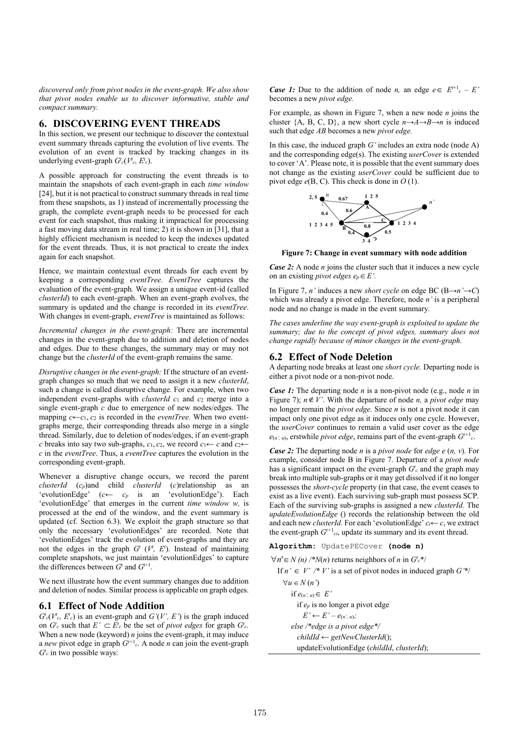*discovered only from pivot nodes in the event-graph. We also show that pivot nodes enable us to discover informative, stable and compact summary.*

# 6. DISCOVERING EVENT THREADS

In this section, we present our technique to discover the contextual event summary threads capturing the evolution of live events. The evolution of an event is tracked by tracking changes in its underlying event-graph $G^t_c(V^t_c, E^t_c)$.

A possible approach for constructing the event threads is to maintain the snapshots of each event-graph in each *time window* [24], but it is not practical to construct summary threads in real time from these snapshots, as 1) instead of incrementally processing the graph, the complete event-graph needs to be processed for each event for each snapshot, thus making it impractical for processing a fast moving data stream in real time; 2) it is shown in [31], that a highly efficient mechanism is needed to keep the indexes updated for the event threads. Thus, it is not practical to create the index again for each snapshot.

Hence, we maintain contextual event threads for each event by keeping a corresponding *eventTree*. *EventTree* captures the evaluation of the event-graph. We assign a unique event-id (called *clusterId*) to each event-graph. When an event-graph evolves, the summary is updated and the change is recorded in its *eventTree*. With changes in event-graph, *eventTree* is maintained as follows:

*Incremental changes in the event-graph:* There are incremental changes in the event-graph due to addition and deletion of nodes and edges. Due to these changes, the summary may or may not change but the *clusterId* of the event-graph remains the same.

*Disruptive changes in the event-graph:* If the structure of an event-graph changes so much that we need to assign it a new *clusterId*, such a change is called disruptive change. For example, when two independent event-graphs with *clusterId* $c_1$ and $c_2$ merge into a single event-graph $c$ due to emergence of new nodes/edges. The mapping $c \leftarrow c_1, c_2$ is recorded in the *eventTree.* When two event-graphs merge, their corresponding threads also merge in a single thread. Similarly, due to deletion of nodes/edges, if an event-graph $c$ breaks into say two sub-graphs, $c_1, c_2$, we record $c_1 \leftarrow c$ and $c_2 \leftarrow c$ in the *eventTree*. Thus, a *eventTree* captures the evolution in the corresponding event-graph.

Whenever a disruptive change occurs, we record the parent *clusterId* ($c_p$)and child *clusterId* ($c$)relationship as an 'evolutionEdge' ($c \leftarrow c_p$ is an 'evolutionEdge'). Each 'evolutionEdge' that emerges in the current *time window w,* is processed at the end of the window, and the event summary is updated (cf. Section 6.3). We exploit the graph structure so that only the necessary 'evolutionEdges' are recorded. Note that 'evolutionEdges' track the evolution of event-graphs and they are not the edges in the graph $G^t$ $(V^t, E^t)$. Instead of maintaining complete snapshots, we just maintain 'evolutionEdges' to capture the differences between $G^t$ and $G^{t+1}$.

We next illustrate how the event summary changes due to addition and deletion of nodes. Similar process is applicable on graph edges.

## 6.1 Effect of Node Addition

$G^t_c(V^t_c, E^t_c)$ is an event-graph and $G'(V', E')$ is the graph induced on $G^t_c$ such that $E' \subset E^t_c$ be the set of *pivot edges* for graph $G^t_c$. When a new node (keyword) $n$ joins the event-graph, it may induce a *new* pivot edge in graph $G^{t+1}_c$. A node $n$ can join the event-graph $G^t_c$ in two possible ways:

***Case 1:*** Due to the addition of node $n$, an edge $e \in E^{t+1}_c - E'$ becomes a new *pivot edge.*

For example, as shown in Figure 7, when a new node $n$ joins the cluster {A, B, C, D}, a new short cycle $n \rightarrow A \rightarrow B \rightarrow n$ is induced such that edge *AB* becomes a new *pivot edge.*

In this case, the induced graph $G'$ includes an extra node (node A) and the corresponding edge(s). The existing *userCover* is extended to cover 'A'. Please note, it is possible that the event summary does not change as the existing *userCover* could be sufficient due to pivot edge $e$(B, C). This check is done in $O$ (1).

**Figure 7: Change in event summary with node addition**

***Case 2:*** A node $n$ joins the cluster such that it induces a new cycle on an existing *pivot edges* $e_p \in E'$.

In Figure 7, $n'$ induces a new *short cycle* on edge BC ($B \rightarrow n' \rightarrow C$) which was already a pivot edge. Therefore, node $n'$ is a peripheral node and no change is made in the event summary.

*The cases underline the way event-graph is exploited to update the summary; due to the concept of pivot edges, summary does not change rapidly because of minor changes in the event-graph.*

## 6.2 Effect of Node Deletion

A departing node breaks at least one *short cycle.* Departing node is either a pivot node or a non-pivot node.

***Case 1:*** The departing node $n$ is a non-pivot node (e.g., node $n$ in Figure 7); $n \notin V'$. With the departure of node $n$, a *pivot edge* may no longer remain the *pivot edge.* Since $n$ is not a pivot node it can impact only one pivot edge as it induces only one cycle. However, the *userCover* continues to remain a valid user cover as the edge $e_{(n', u)}$, erstwhile *pivot edge*, remains part of the event-graph $G^{t+1}_c$.

***Case 2:*** The departing node $n$ is a *pivot node* for *edge e* $(n, v)$. For example, consider node B in Figure 7. Departure of a *pivot node* has a significant impact on the event-graph $G^t_c$ and the graph may break into multiple sub-graphs or it may get dissolved if it no longer possesses the *short-cycle* property (in that case, the event ceases to exist as a live event). Each surviving sub-graph must possess SCP. Each of the surviving sub-graphs is assigned a new *clusterId.* The *updateEvolutionEdge* () records the relationship between the old and each new *clusterId.* For each 'evolutionEdge' $c_i \leftarrow c$, we extract the event-graph $G^{t+1}_{ci}$, update its summary and its event thread.

```
Algorithm: UpdatePECover (node n)
∀n'∈ N (n) /*N(n) returns neighbors of n in G^t_c*/
  If n' ∈ V' /* V' is a set of pivot nodes in induced graph G'*/
    ∀u ∈ N (n')
      if e(n', u) ∈ E'
        if e_p is no longer a pivot edge
          E' ← E' – e(n', u);
      else /*edge is a pivot edge*/
        childId ← getNewClusterId();
        updateEvolutionEdge (childId, clusterId);
```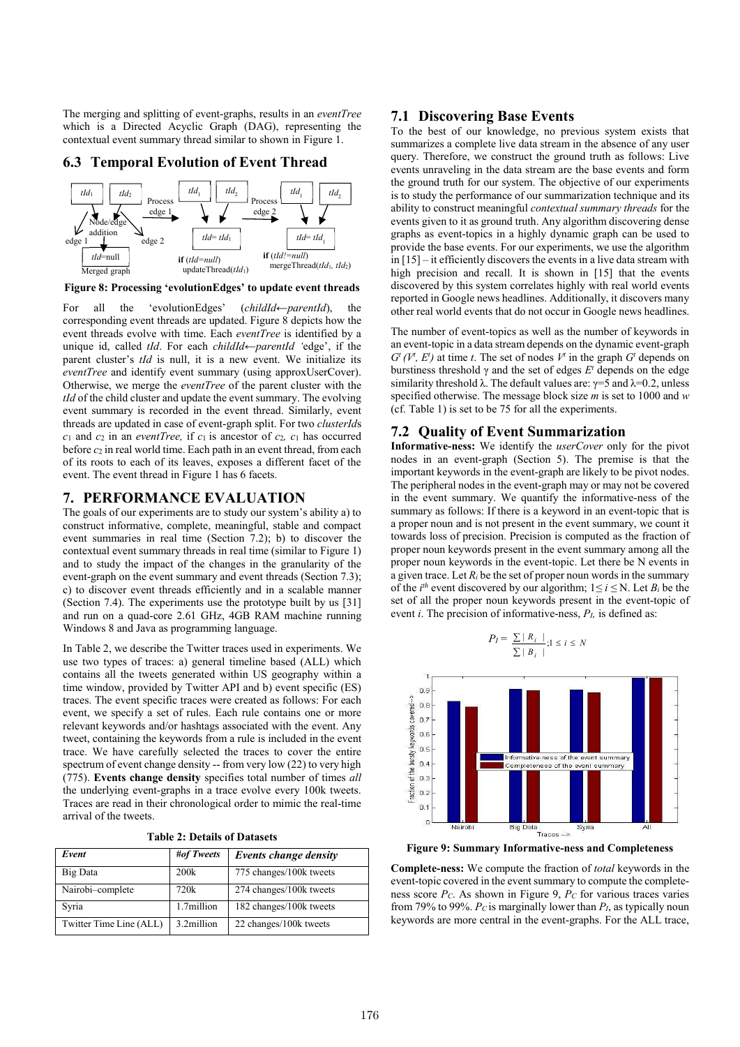The merging and splitting of event-graphs, results in an *eventTree* which is a Directed Acyclic Graph (DAG), representing the contextual event summary thread similar to shown in Figure 1.

## 6.3 Temporal Evolution of Event Thread

**Figure 8: Processing 'evolutionEdges' to update event threads**

For all the 'evolutionEdges' (*childId*←*parentId*), the corresponding event threads are updated. Figure 8 depicts how the event threads evolve with time. Each *eventTree* is identified by a unique id, called *tId*. For each *childId*←*parentId* 'edge', if the parent cluster's *tId* is null, it is a new event. We initialize its *eventTree* and identify event summary (using approxUserCover). Otherwise, we merge the *eventTree* of the parent cluster with the *tId* of the child cluster and update the event summary. The evolving event summary is recorded in the event thread. Similarly, event threads are updated in case of event-graph split. For two *clusterId*s $c_1$ and $c_2$ in an *eventTree,* if $c_1$ is ancestor of $c_2$, $c_1$ has occurred before $c_2$ in real world time. Each path in an event thread, from each of its roots to each of its leaves, exposes a different facet of the event. The event thread in Figure 1 has 6 facets.

# 7. PERFORMANCE EVALUATION

The goals of our experiments are to study our system's ability a) to construct informative, complete, meaningful, stable and compact event summaries in real time (Section 7.2); b) to discover the contextual event summary threads in real time (similar to Figure 1) and to study the impact of the changes in the granularity of the event-graph on the event summary and event threads (Section 7.3); c) to discover event threads efficiently and in a scalable manner (Section 7.4). The experiments use the prototype built by us [31] and run on a quad-core 2.61 GHz, 4GB RAM machine running Windows 8 and Java as programming language.

In Table 2, we describe the Twitter traces used in experiments. We use two types of traces: a) general timeline based (ALL) which contains all the tweets generated within US geography within a time window, provided by Twitter API and b) event specific (ES) traces. The event specific traces were created as follows: For each event, we specify a set of rules. Each rule contains one or more relevant keywords and/or hashtags associated with the event. Any tweet, containing the keywords from a rule is included in the event trace. We have carefully selected the traces to cover the entire spectrum of event change density -- from very low (22) to very high (775). **Events change density** specifies total number of times *all* the underlying event-graphs in a trace evolve every 100k tweets. Traces are read in their chronological order to mimic the real-time arrival of the tweets.

**Table 2: Details of Datasets**

| *Event* | *#of Tweets* | *Events change density* |
|---|---|---|
| Big Data | 200k | 775 changes/100k tweets |
| Nairobi–complete | 720k | 274 changes/100k tweets |
| Syria | 1.7million | 182 changes/100k tweets |
| Twitter Time Line (ALL) | 3.2million | 22 changes/100k tweets |

## 7.1 Discovering Base Events

To the best of our knowledge, no previous system exists that summarizes a complete live data stream in the absence of any user query. Therefore, we construct the ground truth as follows: Live events unraveling in the data stream are the base events and form the ground truth for our system. The objective of our experiments is to study the performance of our summarization technique and its ability to construct meaningful *contextual summary threads* for the events given to it as ground truth. Any algorithm discovering dense graphs as event-topics in a highly dynamic graph can be used to provide the base events. For our experiments, we use the algorithm in [15] – it efficiently discovers the events in a live data stream with high precision and recall. It is shown in [15] that the events discovered by this system correlates highly with real world events reported in Google news headlines. Additionally, it discovers many other real world events that do not occur in Google news headlines.

The number of event-topics as well as the number of keywords in an event-topic in a data stream depends on the dynamic event-graph $G^t$ $(V^t, E^t)$ at time $t$. The set of nodes $V^t$ in the graph $G^t$ depends on burstiness threshold $\gamma$ and the set of edges $E^t$ depends on the edge similarity threshold $\lambda$. The default values are: $\gamma$=5 and $\lambda$=0.2, unless specified otherwise. The message block size $m$ is set to 1000 and $w$ (cf. Table 1) is set to be 75 for all the experiments.

## 7.2 Quality of Event Summarization

**Informative-ness:** We identify the *userCover* only for the pivot nodes in an event-graph (Section 5). The premise is that the important keywords in the event-graph are likely to be pivot nodes. The peripheral nodes in the event-graph may or may not be covered in the event summary. We quantify the informative-ness of the summary as follows: If there is a keyword in an event-topic that is a proper noun and is not present in the event summary, we count it towards loss of precision. Precision is computed as the fraction of proper noun keywords present in the event summary among all the proper noun keywords in the event-topic. Let there be N events in a given trace. Let $R_i$ be the set of proper noun words in the summary of the $i^{th}$ event discovered by our algorithm; $1 \le i \le N$. Let $B_i$ be the set of all the proper noun keywords present in the event-topic of event $i$. The precision of informative-ness, $P_I$, is defined as:

$$P_I = \frac{\sum |R_i|}{\sum |B_i|} ; 1 \le i \le N$$

**Figure 9: Summary Informative-ness and Completeness**

**Complete-ness:** We compute the fraction of *total* keywords in the event-topic covered in the event summary to compute the completeness score $P_C$. As shown in Figure 9, $P_C$ for various traces varies from 79% to 99%. $P_C$ is marginally lower than $P_I$, as typically noun keywords are more central in the event-graphs. For the ALL trace,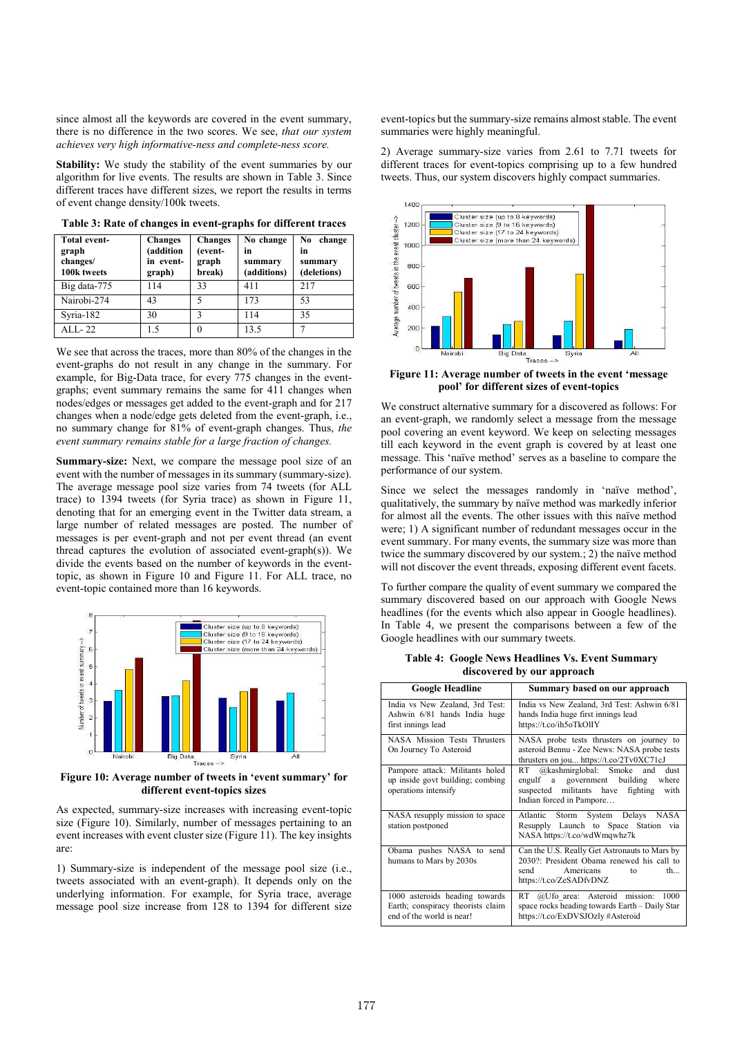since almost all the keywords are covered in the event summary, there is no difference in the two scores. We see, *that our system achieves very high informative-ness and complete-ness score.*

**Stability:** We study the stability of the event summaries by our algorithm for live events. The results are shown in Table 3. Since different traces have different sizes, we report the results in terms of event change density/100k tweets.

**Table 3: Rate of changes in event-graphs for different traces**

| Total event-graph changes/ 100k tweets | Changes (addition in event-graph) | Changes (event-graph break) | No change in summary (additions) | No change in summary (deletions) |
|---|---|---|---|---|
| Big data-775 | 114 | 33 | 411 | 217 |
| Nairobi-274 | 43 | 5 | 173 | 53 |
| Syria-182 | 30 | 3 | 114 | 35 |
| ALL- 22 | 1.5 | 0 | 13.5 | 7 |

We see that across the traces, more than 80% of the changes in the event-graphs do not result in any change in the summary. For example, for Big-Data trace, for every 775 changes in the event-graphs; event summary remains the same for 411 changes when nodes/edges or messages get added to the event-graph and for 217 changes when a node/edge gets deleted from the event-graph, i.e., no summary change for 81% of event-graph changes. Thus, *the event summary remains stable for a large fraction of changes.*

**Summary-size:** Next, we compare the message pool size of an event with the number of messages in its summary (summary-size). The average message pool size varies from 74 tweets (for ALL trace) to 1394 tweets (for Syria trace) as shown in Figure 11, denoting that for an emerging event in the Twitter data stream, a large number of related messages are posted. The number of messages is per event-graph and not per event thread (an event thread captures the evolution of associated event-graph(s)). We divide the events based on the number of keywords in the event-topic, as shown in Figure 10 and Figure 11. For ALL trace, no event-topic contained more than 16 keywords.

**Figure 10: Average number of tweets in 'event summary' for different event-topics sizes**

As expected, summary-size increases with increasing event-topic size (Figure 10). Similarly, number of messages pertaining to an event increases with event cluster size (Figure 11). The key insights are:

1) Summary-size is independent of the message pool size (i.e., tweets associated with an event-graph). It depends only on the underlying information. For example, for Syria trace, average message pool size increase from 128 to 1394 for different size event-topics but the summary-size remains almost stable. The event summaries were highly meaningful.

2) Average summary-size varies from 2.61 to 7.71 tweets for different traces for event-topics comprising up to a few hundred tweets. Thus, our system discovers highly compact summaries.

**Figure 11: Average number of tweets in the event 'message pool' for different sizes of event-topics**

We construct alternative summary for a discovered as follows: For an event-graph, we randomly select a message from the message pool covering an event keyword. We keep on selecting messages till each keyword in the event graph is covered by at least one message. This 'naïve method' serves as a baseline to compare the performance of our system.

Since we select the messages randomly in 'naïve method', qualitatively, the summary by naïve method was markedly inferior for almost all the events. The other issues with this naïve method were; 1) A significant number of redundant messages occur in the event summary. For many events, the summary size was more than twice the summary discovered by our system.; 2) the naïve method will not discover the event threads, exposing different event facets.

To further compare the quality of event summary we compared the summary discovered based on our approach with Google News headlines (for the events which also appear in Google headlines). In Table 4, we present the comparisons between a few of the Google headlines with our summary tweets.

**Table 4: Google News Headlines Vs. Event Summary discovered by our approach**

| Google Headline | Summary based on our approach |
|---|---|
| India vs New Zealand, 3rd Test: Ashwin 6/81 hands India huge first innings lead | India vs New Zealand, 3rd Test: Ashwin 6/81 hands India huge first innings lead https://t.co/ih5oTkOllY |
| NASA Mission Tests Thrusters On Journey To Asteroid | NASA probe tests thrusters on journey to asteroid Bennu - Zee News: NASA probe tests thrusters on jou... https://t.co/2Tv0XC71cJ |
| Pampore attack: Militants holed up inside govt building; combing operations intensify | RT @kashmirglobal: Smoke and dust engulf a government building where suspected militants have fighting with Indian forced in Pampore… |
| NASA resupply mission to space station postponed | Atlantic Storm System Delays NASA Resupply Launch to Space Station via NASA https://t.co/wdWmqwhz7k |
| Obama pushes NASA to send humans to Mars by 2030s | Can the U.S. Really Get Astronauts to Mars by 2030?: President Obama renewed his call to send Americans to th... https://t.co/ZeSADfvDNZ |
| 1000 asteroids heading towards Earth; conspiracy theorists claim end of the world is near! | RT @Ufo_area: Asteroid mission: 1000 space rocks heading towards Earth – Daily Star https://t.co/ExDVSJOzly #Asteroid |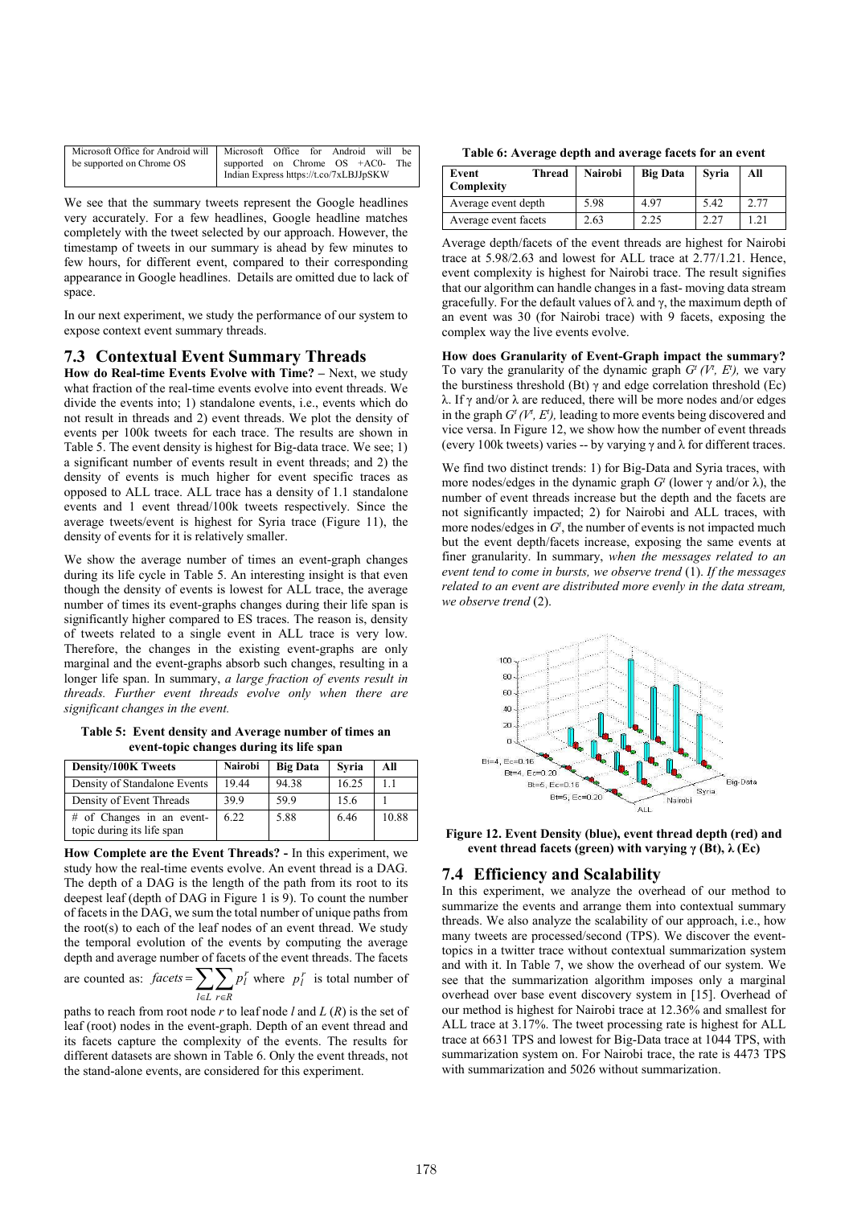| Microsoft Office for Android will be supported on Chrome OS | Microsoft Office for Android will be supported on Chrome OS +AC0- The Indian Express https://t.co/7xLBJJpSKW |
|---|---|

We see that the summary tweets represent the Google headlines very accurately. For a few headlines, Google headline matches completely with the tweet selected by our approach. However, the timestamp of tweets in our summary is ahead by few minutes to few hours, for different event, compared to their corresponding appearance in Google headlines. Details are omitted due to lack of space.

In our next experiment, we study the performance of our system to expose context event summary threads.

## 7.3 Contextual Event Summary Threads

**How do Real-time Events Evolve with Time? –** Next, we study what fraction of the real-time events evolve into event threads. We divide the events into; 1) standalone events, i.e., events which do not result in threads and 2) event threads. We plot the density of events per 100k tweets for each trace. The results are shown in Table 5. The event density is highest for Big-data trace. We see; 1) a significant number of events result in event threads; and 2) the density of events is much higher for event specific traces as opposed to ALL trace. ALL trace has a density of 1.1 standalone events and 1 event thread/100k tweets respectively. Since the average tweets/event is highest for Syria trace (Figure 11), the density of events for it is relatively smaller.

We show the average number of times an event-graph changes during its life cycle in Table 5. An interesting insight is that even though the density of events is lowest for ALL trace, the average number of times its event-graphs changes during their life span is significantly higher compared to ES traces. The reason is, density of tweets related to a single event in ALL trace is very low. Therefore, the changes in the existing event-graphs are only marginal and the event-graphs absorb such changes, resulting in a longer life span. In summary, *a large fraction of events result in threads. Further event threads evolve only when there are significant changes in the event.*

**Table 5: Event density and Average number of times an event-topic changes during its life span**

| Density/100K Tweets | Nairobi | Big Data | Syria | All |
|---|---|---|---|---|
| Density of Standalone Events | 19.44 | 94.38 | 16.25 | 1.1 |
| Density of Event Threads | 39.9 | 59.9 | 15.6 | 1 |
| # of Changes in an event-topic during its life span | 6.22 | 5.88 | 6.46 | 10.88 |

**How Complete are the Event Threads? -** In this experiment, we study how the real-time events evolve. An event thread is a DAG. The depth of a DAG is the length of the path from its root to its deepest leaf (depth of DAG in Figure 1 is 9). To count the number of facets in the DAG, we sum the total number of unique paths from the root(s) to each of the leaf nodes of an event thread. We study the temporal evolution of the events by computing the average depth and average number of facets of the event threads. The facets are counted as: $facets = \sum_{l \in L} \sum_{r \in R} p_l^r$ where $p_l^r$ is total number of paths to reach from root node $r$ to leaf node $l$ and $L$ ($R$) is the set of leaf (root) nodes in the event-graph. Depth of an event thread and its facets capture the complexity of the events. The results for different datasets are shown in Table 6. Only the event threads, not the stand-alone events, are considered for this experiment.

**Table 6: Average depth and average facets for an event**

| Event Thread Complexity | Nairobi | Big Data | Syria | All |
|---|---|---|---|---|
| Average event depth | 5.98 | 4.97 | 5.42 | 2.77 |
| Average event facets | 2.63 | 2.25 | 2.27 | 1.21 |

Average depth/facets of the event threads are highest for Nairobi trace at 5.98/2.63 and lowest for ALL trace at 2.77/1.21. Hence, event complexity is highest for Nairobi trace. The result signifies that our algorithm can handle changes in a fast- moving data stream gracefully. For the default values of λ and γ, the maximum depth of an event was 30 (for Nairobi trace) with 9 facets, exposing the complex way the live events evolve.

**How does Granularity of Event-Graph impact the summary?** To vary the granularity of the dynamic graph $G^t(V^t, E^t)$, we vary the burstiness threshold (Bt) γ and edge correlation threshold (Ec) λ. If γ and/or λ are reduced, there will be more nodes and/or edges in the graph $G^t(V^t, E^t)$, leading to more events being discovered and vice versa. In Figure 12, we show how the number of event threads (every 100k tweets) varies -- by varying γ and λ for different traces.

We find two distinct trends: 1) for Big-Data and Syria traces, with more nodes/edges in the dynamic graph $G^t$ (lower γ and/or λ), the number of event threads increase but the depth and the facets are not significantly impacted; 2) for Nairobi and ALL traces, with more nodes/edges in $G^t$, the number of events is not impacted much but the event depth/facets increase, exposing the same events at finer granularity. In summary, *when the messages related to an event tend to come in bursts, we observe trend* (1). *If the messages related to an event are distributed more evenly in the data stream, we observe trend* (2).

**Figure 12. Event Density (blue), event thread depth (red) and event thread facets (green) with varying γ (Bt), λ (Ec)**

## 7.4 Efficiency and Scalability

In this experiment, we analyze the overhead of our method to summarize the events and arrange them into contextual summary threads. We also analyze the scalability of our approach, i.e., how many tweets are processed/second (TPS). We discover the event-topics in a twitter trace without contextual summarization system and with it. In Table 7, we show the overhead of our system. We see that the summarization algorithm imposes only a marginal overhead over base event discovery system in [15]. Overhead of our method is highest for Nairobi trace at 12.36% and smallest for ALL trace at 3.17%. The tweet processing rate is highest for ALL trace at 6631 TPS and lowest for Big-Data trace at 1044 TPS, with summarization system on. For Nairobi trace, the rate is 4473 TPS with summarization and 5026 without summarization.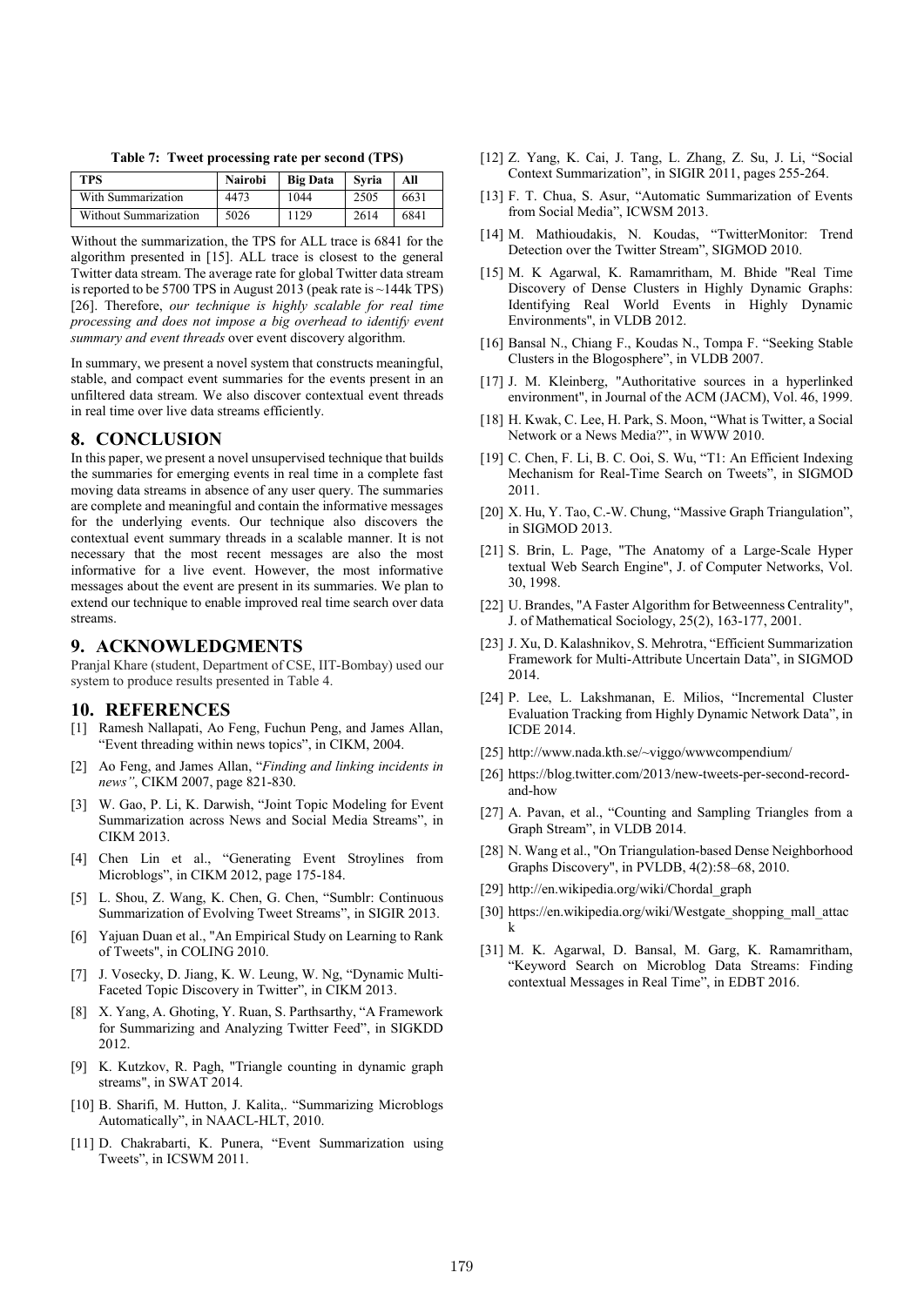**Table 7: Tweet processing rate per second (TPS)**

| TPS | Nairobi | Big Data | Syria | All |
|---|---|---|---|---|
| With Summarization | 4473 | 1044 | 2505 | 6631 |
| Without Summarization | 5026 | 1129 | 2614 | 6841 |

Without the summarization, the TPS for ALL trace is 6841 for the algorithm presented in [15]. ALL trace is closest to the general Twitter data stream. The average rate for global Twitter data stream is reported to be 5700 TPS in August 2013 (peak rate is ~144k TPS) [26]. Therefore, *our technique is highly scalable for real time processing and does not impose a big overhead to identify event summary and event threads* over event discovery algorithm.

In summary, we present a novel system that constructs meaningful, stable, and compact event summaries for the events present in an unfiltered data stream. We also discover contextual event threads in real time over live data streams efficiently.

## 8. CONCLUSION

In this paper, we present a novel unsupervised technique that builds the summaries for emerging events in real time in a complete fast moving data streams in absence of any user query. The summaries are complete and meaningful and contain the informative messages for the underlying events. Our technique also discovers the contextual event summary threads in a scalable manner. It is not necessary that the most recent messages are also the most informative for a live event. However, the most informative messages about the event are present in its summaries. We plan to extend our technique to enable improved real time search over data streams.

## 9. ACKNOWLEDGMENTS

Pranjal Khare (student, Department of CSE, IIT-Bombay) used our system to produce results presented in Table 4.

## 10. REFERENCES

[1] Ramesh Nallapati, Ao Feng, Fuchun Peng, and James Allan, "Event threading within news topics", in CIKM, 2004.

[2] Ao Feng, and James Allan, "*Finding and linking incidents in news"*, CIKM 2007, page 821-830.

[3] W. Gao, P. Li, K. Darwish, "Joint Topic Modeling for Event Summarization across News and Social Media Streams", in CIKM 2013.

[4] Chen Lin et al., "Generating Event Stroylines from Microblogs", in CIKM 2012, page 175-184.

[5] L. Shou, Z. Wang, K. Chen, G. Chen, "Sumblr: Continuous Summarization of Evolving Tweet Streams", in SIGIR 2013.

[6] Yajuan Duan et al., "An Empirical Study on Learning to Rank of Tweets", in COLING 2010.

[7] J. Vosecky, D. Jiang, K. W. Leung, W. Ng, "Dynamic Multi-Faceted Topic Discovery in Twitter", in CIKM 2013.

[8] X. Yang, A. Ghoting, Y. Ruan, S. Parthsarthy, "A Framework for Summarizing and Analyzing Twitter Feed", in SIGKDD 2012.

[9] K. Kutzkov, R. Pagh, "Triangle counting in dynamic graph streams", in SWAT 2014.

[10] B. Sharifi, M. Hutton, J. Kalita,. "Summarizing Microblogs Automatically", in NAACL-HLT, 2010.

[11] D. Chakrabarti, K. Punera, "Event Summarization using Tweets", in ICSWM 2011.

[12] Z. Yang, K. Cai, J. Tang, L. Zhang, Z. Su, J. Li, "Social Context Summarization", in SIGIR 2011, pages 255-264.

[13] F. T. Chua, S. Asur, "Automatic Summarization of Events from Social Media", ICWSM 2013.

[14] M. Mathioudakis, N. Koudas, "TwitterMonitor: Trend Detection over the Twitter Stream", SIGMOD 2010.

[15] M. K Agarwal, K. Ramamritham, M. Bhide "Real Time Discovery of Dense Clusters in Highly Dynamic Graphs: Identifying Real World Events in Highly Dynamic Environments", in VLDB 2012.

[16] Bansal N., Chiang F., Koudas N., Tompa F. "Seeking Stable Clusters in the Blogosphere", in VLDB 2007.

[17] J. M. Kleinberg, "Authoritative sources in a hyperlinked environment", in Journal of the ACM (JACM), Vol. 46, 1999.

[18] H. Kwak, C. Lee, H. Park, S. Moon, "What is Twitter, a Social Network or a News Media?", in WWW 2010.

[19] C. Chen, F. Li, B. C. Ooi, S. Wu, "T1: An Efficient Indexing Mechanism for Real-Time Search on Tweets", in SIGMOD 2011.

[20] X. Hu, Y. Tao, C.-W. Chung, "Massive Graph Triangulation", in SIGMOD 2013.

[21] S. Brin, L. Page, "The Anatomy of a Large-Scale Hyper textual Web Search Engine", J. of Computer Networks, Vol. 30, 1998.

[22] U. Brandes, "A Faster Algorithm for Betweenness Centrality", J. of Mathematical Sociology, 25(2), 163-177, 2001.

[23] J. Xu, D. Kalashnikov, S. Mehrotra, "Efficient Summarization Framework for Multi-Attribute Uncertain Data", in SIGMOD 2014.

[24] P. Lee, L. Lakshmanan, E. Milios, "Incremental Cluster Evaluation Tracking from Highly Dynamic Network Data", in ICDE 2014.

[25] http://www.nada.kth.se/~viggo/wwwcompendium/

[26] https://blog.twitter.com/2013/new-tweets-per-second-record-and-how

[27] A. Pavan, et al., "Counting and Sampling Triangles from a Graph Stream", in VLDB 2014.

[28] N. Wang et al., "On Triangulation-based Dense Neighborhood Graphs Discovery", in PVLDB, 4(2):58–68, 2010.

[29] http://en.wikipedia.org/wiki/Chordal_graph

[30] https://en.wikipedia.org/wiki/Westgate_shopping_mall_attack

[31] M. K. Agarwal, D. Bansal, M. Garg, K. Ramamritham, "Keyword Search on Microblog Data Streams: Finding contextual Messages in Real Time", in EDBT 2016.